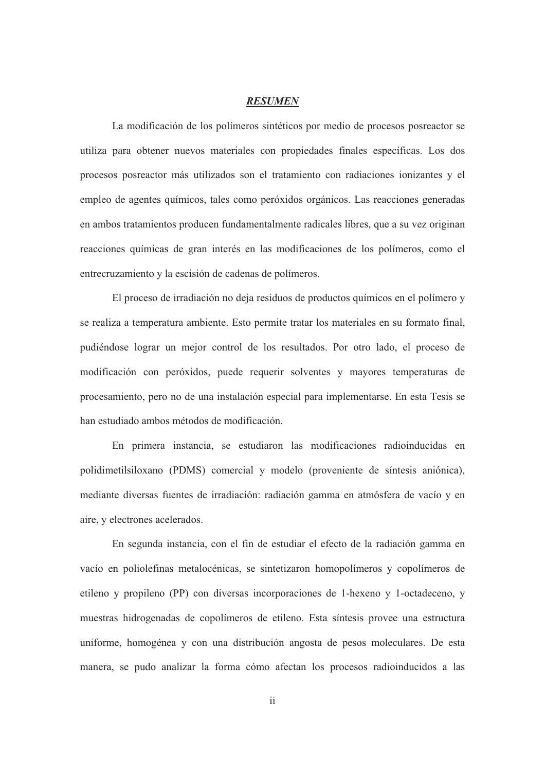## ***RESUMEN***

La modificación de los polímeros sintéticos por medio de procesos posreactor se utiliza para obtener nuevos materiales con propiedades finales específicas. Los dos procesos posreactor más utilizados son el tratamiento con radiaciones ionizantes y el empleo de agentes químicos, tales como peróxidos orgánicos. Las reacciones generadas en ambos tratamientos producen fundamentalmente radicales libres, que a su vez originan reacciones químicas de gran interés en las modificaciones de los polímeros, como el entrecruzamiento y la escisión de cadenas de polímeros.

El proceso de irradiación no deja residuos de productos químicos en el polímero y se realiza a temperatura ambiente. Esto permite tratar los materiales en su formato final, pudiéndose lograr un mejor control de los resultados. Por otro lado, el proceso de modificación con peróxidos, puede requerir solventes y mayores temperaturas de procesamiento, pero no de una instalación especial para implementarse. En esta Tesis se han estudiado ambos métodos de modificación.

En primera instancia, se estudiaron las modificaciones radioinducidas en polidimetilsiloxano (PDMS) comercial y modelo (proveniente de síntesis aniónica), mediante diversas fuentes de irradiación: radiación gamma en atmósfera de vacío y en aire, y electrones acelerados.

En segunda instancia, con el fin de estudiar el efecto de la radiación gamma en vacío en poliolefinas metalocénicas, se sintetizaron homopolímeros y copolímeros de etileno y propileno (PP) con diversas incorporaciones de 1-hexeno y 1-octadeceno, y muestras hidrogenadas de copolímeros de etileno. Esta síntesis provee una estructura uniforme, homogénea y con una distribución angosta de pesos moleculares. De esta manera, se pudo analizar la forma cómo afectan los procesos radioinducidos a las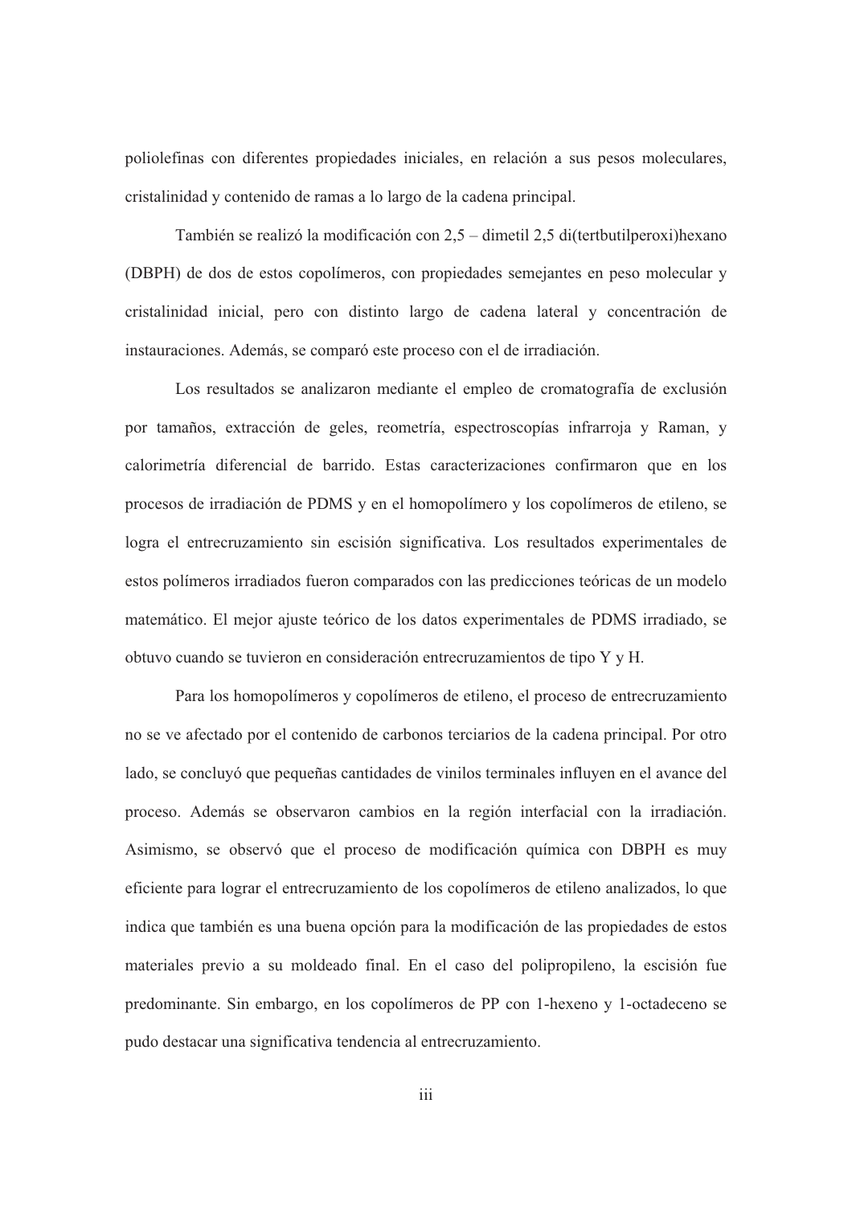poliolefinas con diferentes propiedades iniciales, en relación a sus pesos moleculares, cristalinidad y contenido de ramas a lo largo de la cadena principal.

También se realizó la modificación con 2,5 – dimetil 2,5 di(tertbutilperoxi)hexano (DBPH) de dos de estos copolímeros, con propiedades semejantes en peso molecular y cristalinidad inicial, pero con distinto largo de cadena lateral y concentración de instauraciones. Además, se comparó este proceso con el de irradiación.

Los resultados se analizaron mediante el empleo de cromatografía de exclusión por tamaños, extracción de geles, reometría, espectroscopías infrarroja y Raman, y calorimetría diferencial de barrido. Estas caracterizaciones confirmaron que en los procesos de irradiación de PDMS y en el homopolímero y los copolímeros de etileno, se logra el entrecruzamiento sin escisión significativa. Los resultados experimentales de estos polímeros irradiados fueron comparados con las predicciones teóricas de un modelo matemático. El mejor ajuste teórico de los datos experimentales de PDMS irradiado, se obtuvo cuando se tuvieron en consideración entrecruzamientos de tipo Y y H.

Para los homopolímeros y copolímeros de etileno, el proceso de entrecruzamiento no se ve afectado por el contenido de carbonos terciarios de la cadena principal. Por otro lado, se concluyó que pequeñas cantidades de vinilos terminales influyen en el avance del proceso. Además se observaron cambios en la región interfacial con la irradiación. Asimismo, se observó que el proceso de modificación química con DBPH es muy eficiente para lograr el entrecruzamiento de los copolímeros de etileno analizados, lo que indica que también es una buena opción para la modificación de las propiedades de estos materiales previo a su moldeado final. En el caso del polipropileno, la escisión fue predominante. Sin embargo, en los copolímeros de PP con 1-hexeno y 1-octadeceno se pudo destacar una significativa tendencia al entrecruzamiento.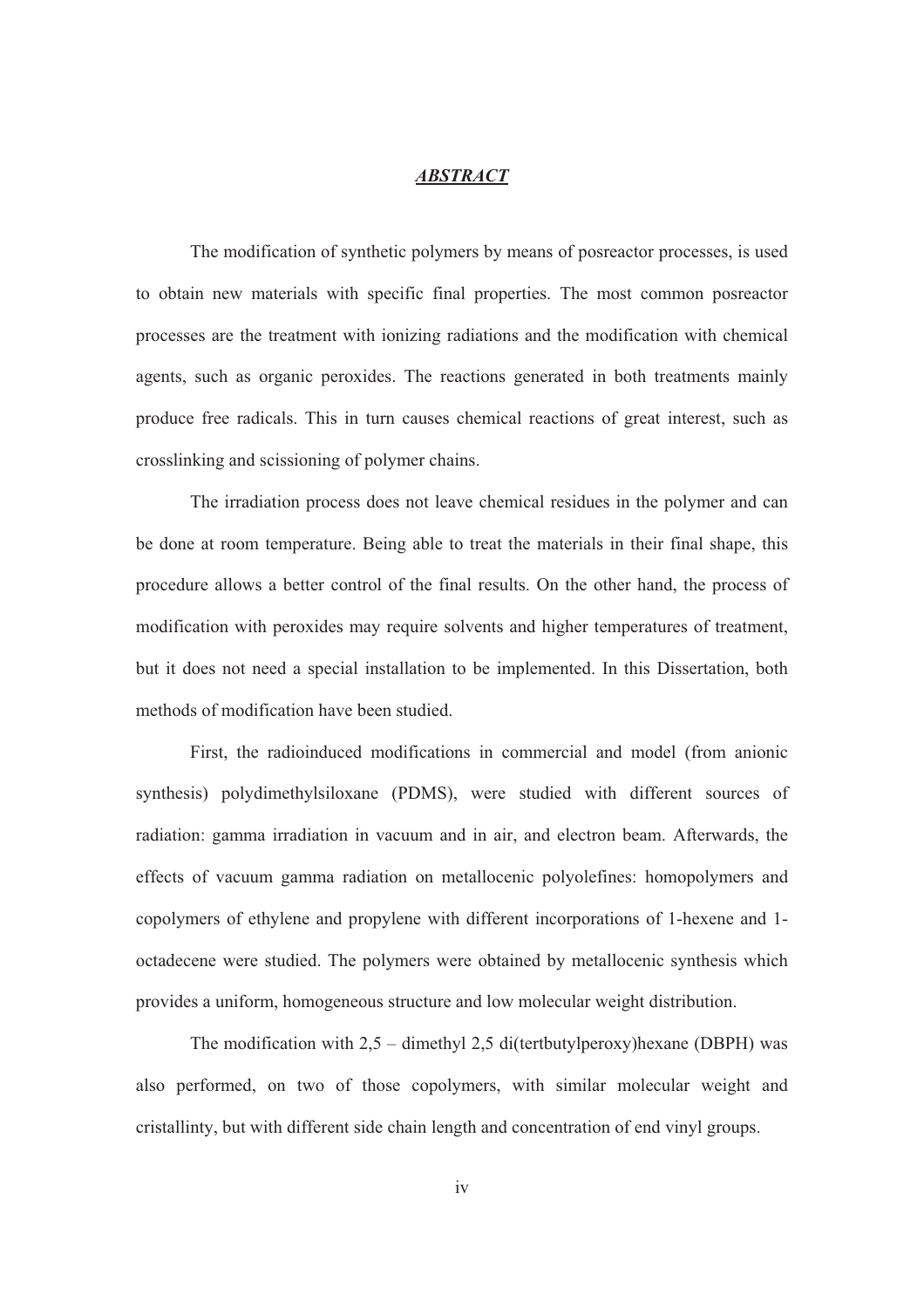# ***ABSTRACT***

The modification of synthetic polymers by means of posreactor processes, is used to obtain new materials with specific final properties. The most common posreactor processes are the treatment with ionizing radiations and the modification with chemical agents, such as organic peroxides. The reactions generated in both treatments mainly produce free radicals. This in turn causes chemical reactions of great interest, such as crosslinking and scissioning of polymer chains.

The irradiation process does not leave chemical residues in the polymer and can be done at room temperature. Being able to treat the materials in their final shape, this procedure allows a better control of the final results. On the other hand, the process of modification with peroxides may require solvents and higher temperatures of treatment, but it does not need a special installation to be implemented. In this Dissertation, both methods of modification have been studied.

First, the radioinduced modifications in commercial and model (from anionic synthesis) polydimethylsiloxane (PDMS), were studied with different sources of radiation: gamma irradiation in vacuum and in air, and electron beam. Afterwards, the effects of vacuum gamma radiation on metallocenic polyolefines: homopolymers and copolymers of ethylene and propylene with different incorporations of 1-hexene and 1-octadecene were studied. The polymers were obtained by metallocenic synthesis which provides a uniform, homogeneous structure and low molecular weight distribution.

The modification with 2,5 – dimethyl 2,5 di(tertbutylperoxy)hexane (DBPH) was also performed, on two of those copolymers, with similar molecular weight and cristallinty, but with different side chain length and concentration of end vinyl groups.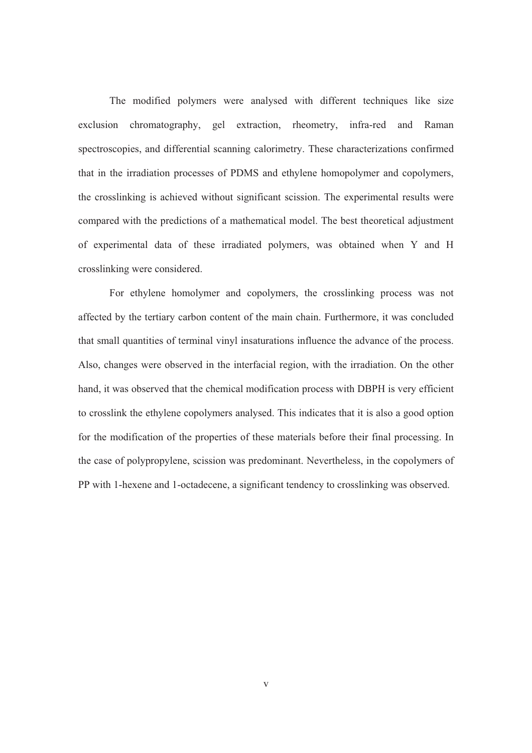The modified polymers were analysed with different techniques like size exclusion chromatography, gel extraction, rheometry, infra-red and Raman spectroscopies, and differential scanning calorimetry. These characterizations confirmed that in the irradiation processes of PDMS and ethylene homopolymer and copolymers, the crosslinking is achieved without significant scission. The experimental results were compared with the predictions of a mathematical model. The best theoretical adjustment of experimental data of these irradiated polymers, was obtained when Y and H crosslinking were considered.

For ethylene homolymer and copolymers, the crosslinking process was not affected by the tertiary carbon content of the main chain. Furthermore, it was concluded that small quantities of terminal vinyl insaturations influence the advance of the process. Also, changes were observed in the interfacial region, with the irradiation. On the other hand, it was observed that the chemical modification process with DBPH is very efficient to crosslink the ethylene copolymers analysed. This indicates that it is also a good option for the modification of the properties of these materials before their final processing. In the case of polypropylene, scission was predominant. Nevertheless, in the copolymers of PP with 1-hexene and 1-octadecene, a significant tendency to crosslinking was observed.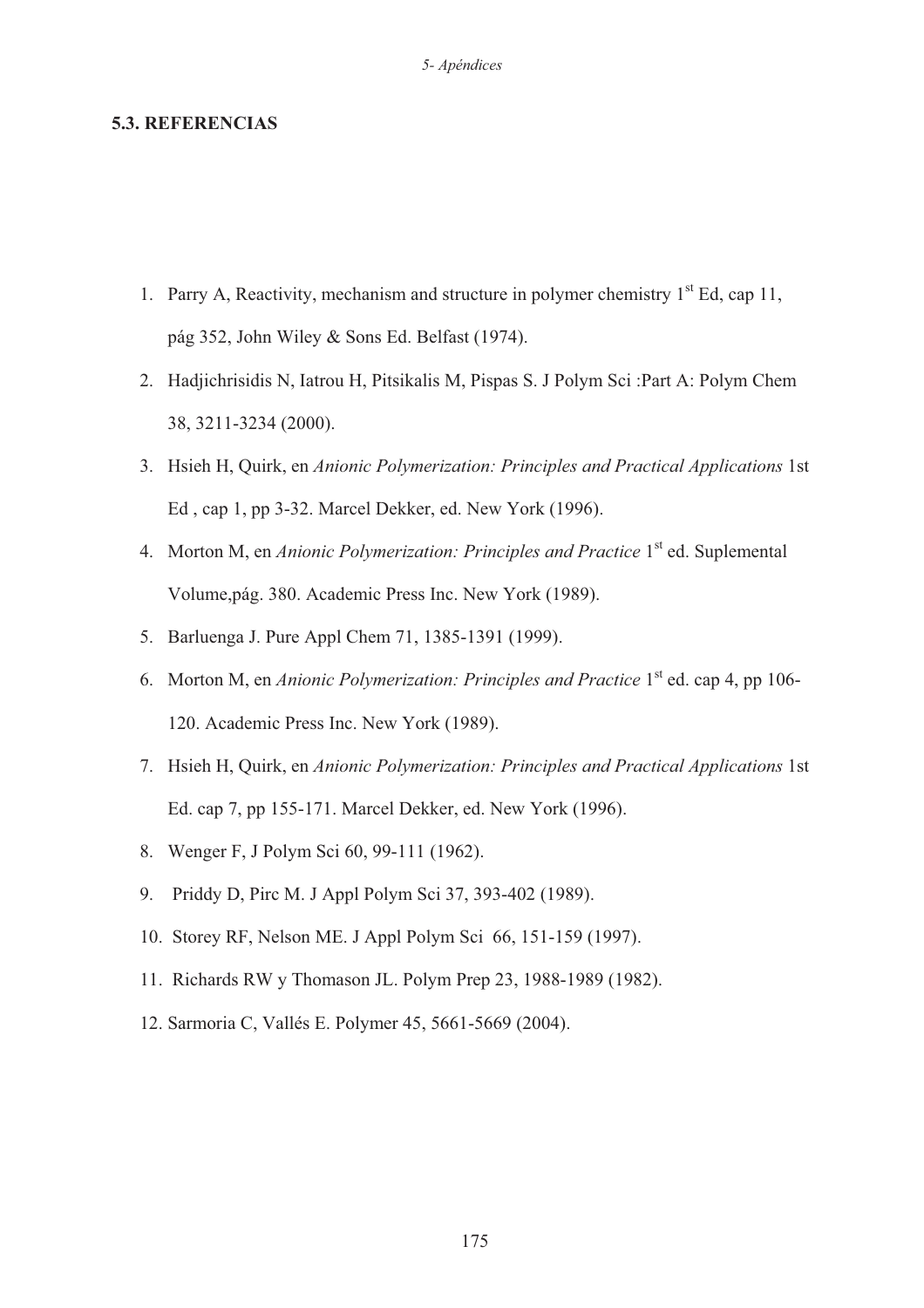## 5.3. REFERENCIAS

1. Parry A, Reactivity, mechanism and structure in polymer chemistry 1st Ed, cap 11, pág 352, John Wiley & Sons Ed. Belfast (1974).
2. Hadjichrisidis N, Iatrou H, Pitsikalis M, Pispas S. J Polym Sci :Part A: Polym Chem 38, 3211-3234 (2000).
3. Hsieh H, Quirk, en *Anionic Polymerization: Principles and Practical Applications* 1st Ed , cap 1, pp 3-32. Marcel Dekker, ed. New York (1996).
4. Morton M, en *Anionic Polymerization: Principles and Practice* 1st ed. Suplemental Volume,pág. 380. Academic Press Inc. New York (1989).
5. Barluenga J. Pure Appl Chem 71, 1385-1391 (1999).
6. Morton M, en *Anionic Polymerization: Principles and Practice* 1st ed. cap 4, pp 106-120. Academic Press Inc. New York (1989).
7. Hsieh H, Quirk, en *Anionic Polymerization: Principles and Practical Applications* 1st Ed. cap 7, pp 155-171. Marcel Dekker, ed. New York (1996).
8. Wenger F, J Polym Sci 60, 99-111 (1962).
9. Priddy D, Pirc M. J Appl Polym Sci 37, 393-402 (1989).
10. Storey RF, Nelson ME. J Appl Polym Sci 66, 151-159 (1997).
11. Richards RW y Thomason JL. Polym Prep 23, 1988-1989 (1982).
12. Sarmoria C, Vallés E. Polymer 45, 5661-5669 (2004).